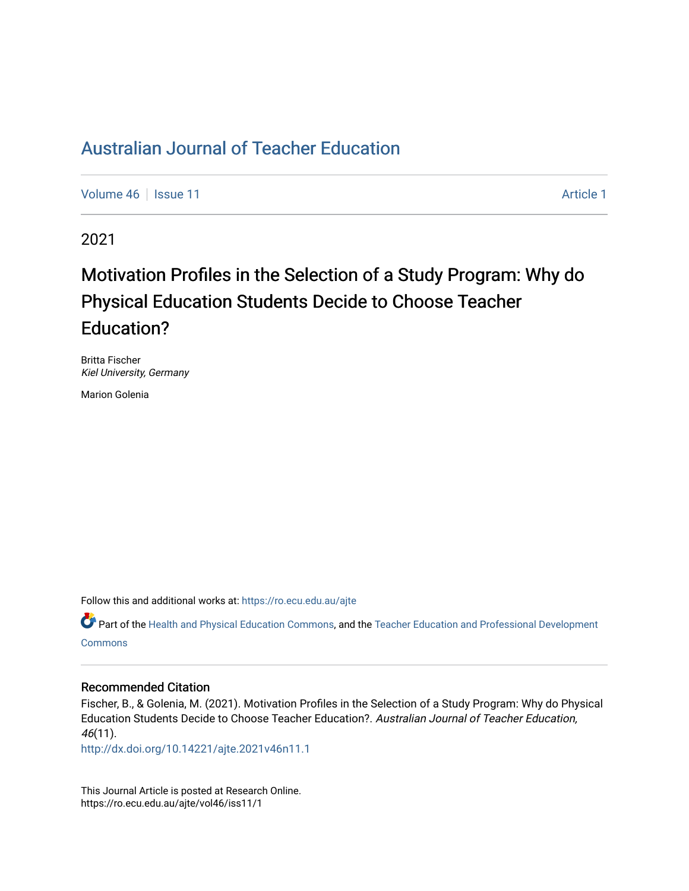# Australian Journal of Teacher Education

Volume 46 | Issue 11 | Article 1

2021

## Motivation Profiles in the Selection of a Study Program: Why do Physical Education Students Decide to Choose Teacher Education?

Britta Fischer
*Kiel University, Germany*

Marion Golenia

Follow this and additional works at: https://ro.ecu.edu.au/ajte

Part of the Health and Physical Education Commons, and the Teacher Education and Professional Development Commons

### Recommended Citation

Fischer, B., & Golenia, M. (2021). Motivation Profiles in the Selection of a Study Program: Why do Physical Education Students Decide to Choose Teacher Education?. *Australian Journal of Teacher Education, 46*(11).
http://dx.doi.org/10.14221/ajte.2021v46n11.1

This Journal Article is posted at Research Online.
https://ro.ecu.edu.au/ajte/vol46/iss11/1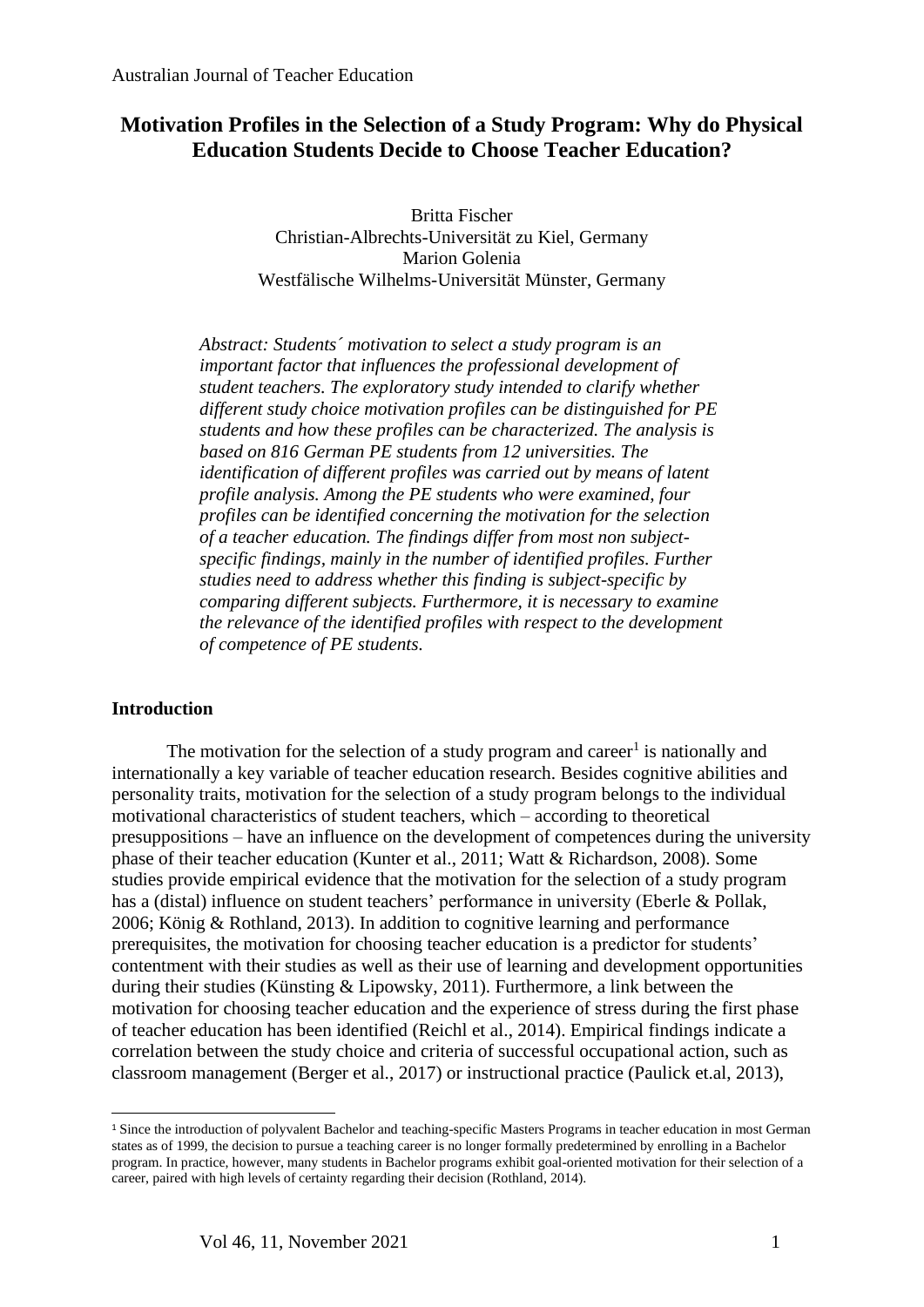# Motivation Profiles in the Selection of a Study Program: Why do Physical Education Students Decide to Choose Teacher Education?

Britta Fischer
Christian-Albrechts-Universität zu Kiel, Germany
Marion Golenia
Westfälische Wilhelms-Universität Münster, Germany

*Abstract: Students´ motivation to select a study program is an important factor that influences the professional development of student teachers. The exploratory study intended to clarify whether different study choice motivation profiles can be distinguished for PE students and how these profiles can be characterized. The analysis is based on 816 German PE students from 12 universities. The identification of different profiles was carried out by means of latent profile analysis. Among the PE students who were examined, four profiles can be identified concerning the motivation for the selection of a teacher education. The findings differ from most non subject-specific findings, mainly in the number of identified profiles. Further studies need to address whether this finding is subject-specific by comparing different subjects. Furthermore, it is necessary to examine the relevance of the identified profiles with respect to the development of competence of PE students.*

## Introduction

The motivation for the selection of a study program and career[1] is nationally and internationally a key variable of teacher education research. Besides cognitive abilities and personality traits, motivation for the selection of a study program belongs to the individual motivational characteristics of student teachers, which – according to theoretical presuppositions – have an influence on the development of competences during the university phase of their teacher education (Kunter et al., 2011; Watt & Richardson, 2008). Some studies provide empirical evidence that the motivation for the selection of a study program has a (distal) influence on student teachers' performance in university (Eberle & Pollak, 2006; König & Rothland, 2013). In addition to cognitive learning and performance prerequisites, the motivation for choosing teacher education is a predictor for students' contentment with their studies as well as their use of learning and development opportunities during their studies (Künsting & Lipowsky, 2011). Furthermore, a link between the motivation for choosing teacher education and the experience of stress during the first phase of teacher education has been identified (Reichl et al., 2014). Empirical findings indicate a correlation between the study choice and criteria of successful occupational action, such as classroom management (Berger et al., 2017) or instructional practice (Paulick et.al, 2013),

[1] Since the introduction of polyvalent Bachelor and teaching-specific Masters Programs in teacher education in most German states as of 1999, the decision to pursue a teaching career is no longer formally predetermined by enrolling in a Bachelor program. In practice, however, many students in Bachelor programs exhibit goal-oriented motivation for their selection of a career, paired with high levels of certainty regarding their decision (Rothland, 2014).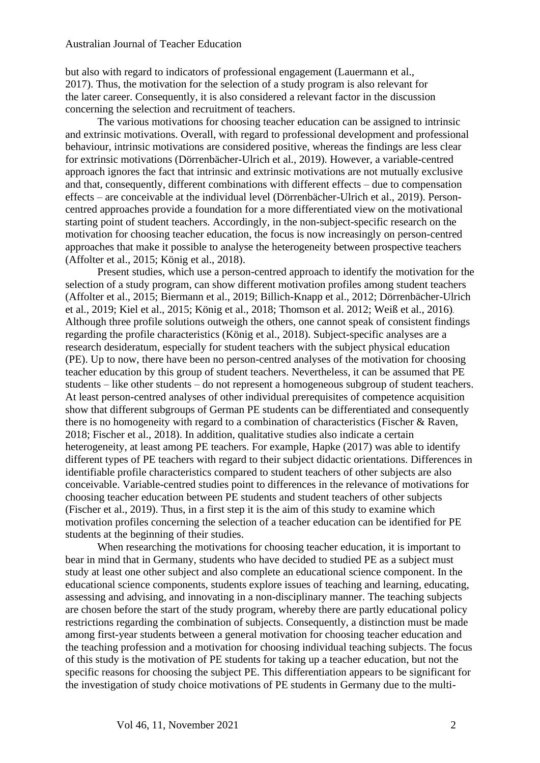but also with regard to indicators of professional engagement (Lauermann et al., 2017). Thus, the motivation for the selection of a study program is also relevant for the later career. Consequently, it is also considered a relevant factor in the discussion concerning the selection and recruitment of teachers.

The various motivations for choosing teacher education can be assigned to intrinsic and extrinsic motivations. Overall, with regard to professional development and professional behaviour, intrinsic motivations are considered positive, whereas the findings are less clear for extrinsic motivations (Dörrenbächer-Ulrich et al., 2019). However, a variable-centred approach ignores the fact that intrinsic and extrinsic motivations are not mutually exclusive and that, consequently, different combinations with different effects – due to compensation effects – are conceivable at the individual level (Dörrenbächer-Ulrich et al., 2019). Person-centred approaches provide a foundation for a more differentiated view on the motivational starting point of student teachers. Accordingly, in the non-subject-specific research on the motivation for choosing teacher education, the focus is now increasingly on person-centred approaches that make it possible to analyse the heterogeneity between prospective teachers (Affolter et al., 2015; König et al., 2018).

Present studies, which use a person-centred approach to identify the motivation for the selection of a study program, can show different motivation profiles among student teachers (Affolter et al., 2015; Biermann et al., 2019; Billich-Knapp et al., 2012; Dörrenbächer-Ulrich et al., 2019; Kiel et al., 2015; König et al., 2018; Thomson et al. 2012; Weiß et al., 2016). Although three profile solutions outweigh the others, one cannot speak of consistent findings regarding the profile characteristics (König et al., 2018). Subject-specific analyses are a research desideratum, especially for student teachers with the subject physical education (PE). Up to now, there have been no person-centred analyses of the motivation for choosing teacher education by this group of student teachers. Nevertheless, it can be assumed that PE students – like other students – do not represent a homogeneous subgroup of student teachers. At least person-centred analyses of other individual prerequisites of competence acquisition show that different subgroups of German PE students can be differentiated and consequently there is no homogeneity with regard to a combination of characteristics (Fischer & Raven, 2018; Fischer et al., 2018). In addition, qualitative studies also indicate a certain heterogeneity, at least among PE teachers. For example, Hapke (2017) was able to identify different types of PE teachers with regard to their subject didactic orientations. Differences in identifiable profile characteristics compared to student teachers of other subjects are also conceivable. Variable-centred studies point to differences in the relevance of motivations for choosing teacher education between PE students and student teachers of other subjects (Fischer et al., 2019). Thus, in a first step it is the aim of this study to examine which motivation profiles concerning the selection of a teacher education can be identified for PE students at the beginning of their studies.

When researching the motivations for choosing teacher education, it is important to bear in mind that in Germany, students who have decided to studied PE as a subject must study at least one other subject and also complete an educational science component. In the educational science components, students explore issues of teaching and learning, educating, assessing and advising, and innovating in a non-disciplinary manner. The teaching subjects are chosen before the start of the study program, whereby there are partly educational policy restrictions regarding the combination of subjects. Consequently, a distinction must be made among first-year students between a general motivation for choosing teacher education and the teaching profession and a motivation for choosing individual teaching subjects. The focus of this study is the motivation of PE students for taking up a teacher education, but not the specific reasons for choosing the subject PE. This differentiation appears to be significant for the investigation of study choice motivations of PE students in Germany due to the multi-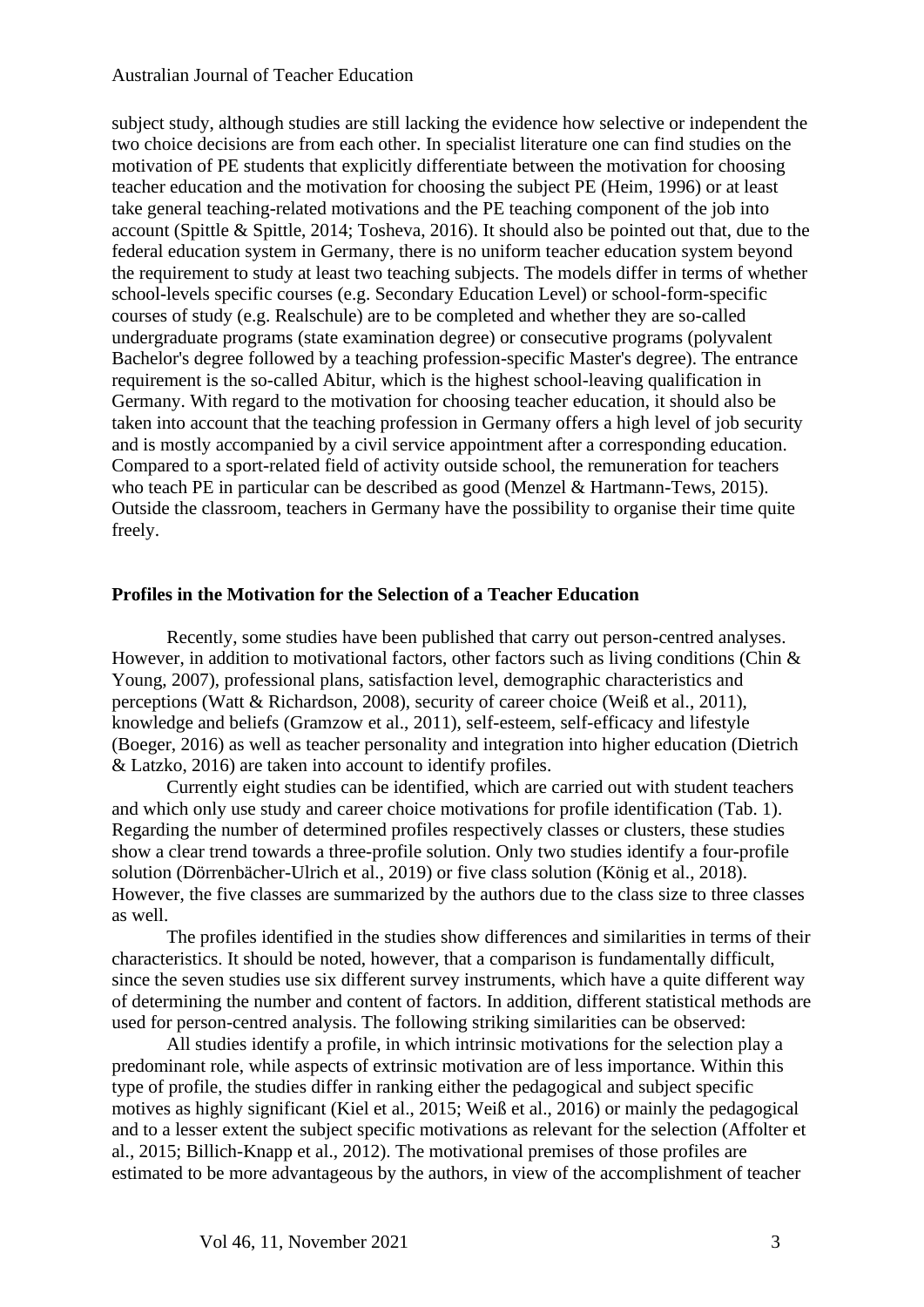subject study, although studies are still lacking the evidence how selective or independent the two choice decisions are from each other. In specialist literature one can find studies on the motivation of PE students that explicitly differentiate between the motivation for choosing teacher education and the motivation for choosing the subject PE (Heim, 1996) or at least take general teaching-related motivations and the PE teaching component of the job into account (Spittle & Spittle, 2014; Tosheva, 2016). It should also be pointed out that, due to the federal education system in Germany, there is no uniform teacher education system beyond the requirement to study at least two teaching subjects. The models differ in terms of whether school-levels specific courses (e.g. Secondary Education Level) or school-form-specific courses of study (e.g. Realschule) are to be completed and whether they are so-called undergraduate programs (state examination degree) or consecutive programs (polyvalent Bachelor's degree followed by a teaching profession-specific Master's degree). The entrance requirement is the so-called Abitur, which is the highest school-leaving qualification in Germany. With regard to the motivation for choosing teacher education, it should also be taken into account that the teaching profession in Germany offers a high level of job security and is mostly accompanied by a civil service appointment after a corresponding education. Compared to a sport-related field of activity outside school, the remuneration for teachers who teach PE in particular can be described as good (Menzel & Hartmann-Tews, 2015). Outside the classroom, teachers in Germany have the possibility to organise their time quite freely.

## Profiles in the Motivation for the Selection of a Teacher Education

Recently, some studies have been published that carry out person-centred analyses. However, in addition to motivational factors, other factors such as living conditions (Chin & Young, 2007), professional plans, satisfaction level, demographic characteristics and perceptions (Watt & Richardson, 2008), security of career choice (Weiß et al., 2011), knowledge and beliefs (Gramzow et al., 2011), self-esteem, self-efficacy and lifestyle (Boeger, 2016) as well as teacher personality and integration into higher education (Dietrich & Latzko, 2016) are taken into account to identify profiles.

Currently eight studies can be identified, which are carried out with student teachers and which only use study and career choice motivations for profile identification (Tab. 1). Regarding the number of determined profiles respectively classes or clusters, these studies show a clear trend towards a three-profile solution. Only two studies identify a four-profile solution (Dörrenbächer-Ulrich et al., 2019) or five class solution (König et al., 2018). However, the five classes are summarized by the authors due to the class size to three classes as well.

The profiles identified in the studies show differences and similarities in terms of their characteristics. It should be noted, however, that a comparison is fundamentally difficult, since the seven studies use six different survey instruments, which have a quite different way of determining the number and content of factors. In addition, different statistical methods are used for person-centred analysis. The following striking similarities can be observed:

All studies identify a profile, in which intrinsic motivations for the selection play a predominant role, while aspects of extrinsic motivation are of less importance. Within this type of profile, the studies differ in ranking either the pedagogical and subject specific motives as highly significant (Kiel et al., 2015; Weiß et al., 2016) or mainly the pedagogical and to a lesser extent the subject specific motivations as relevant for the selection (Affolter et al., 2015; Billich-Knapp et al., 2012). The motivational premises of those profiles are estimated to be more advantageous by the authors, in view of the accomplishment of teacher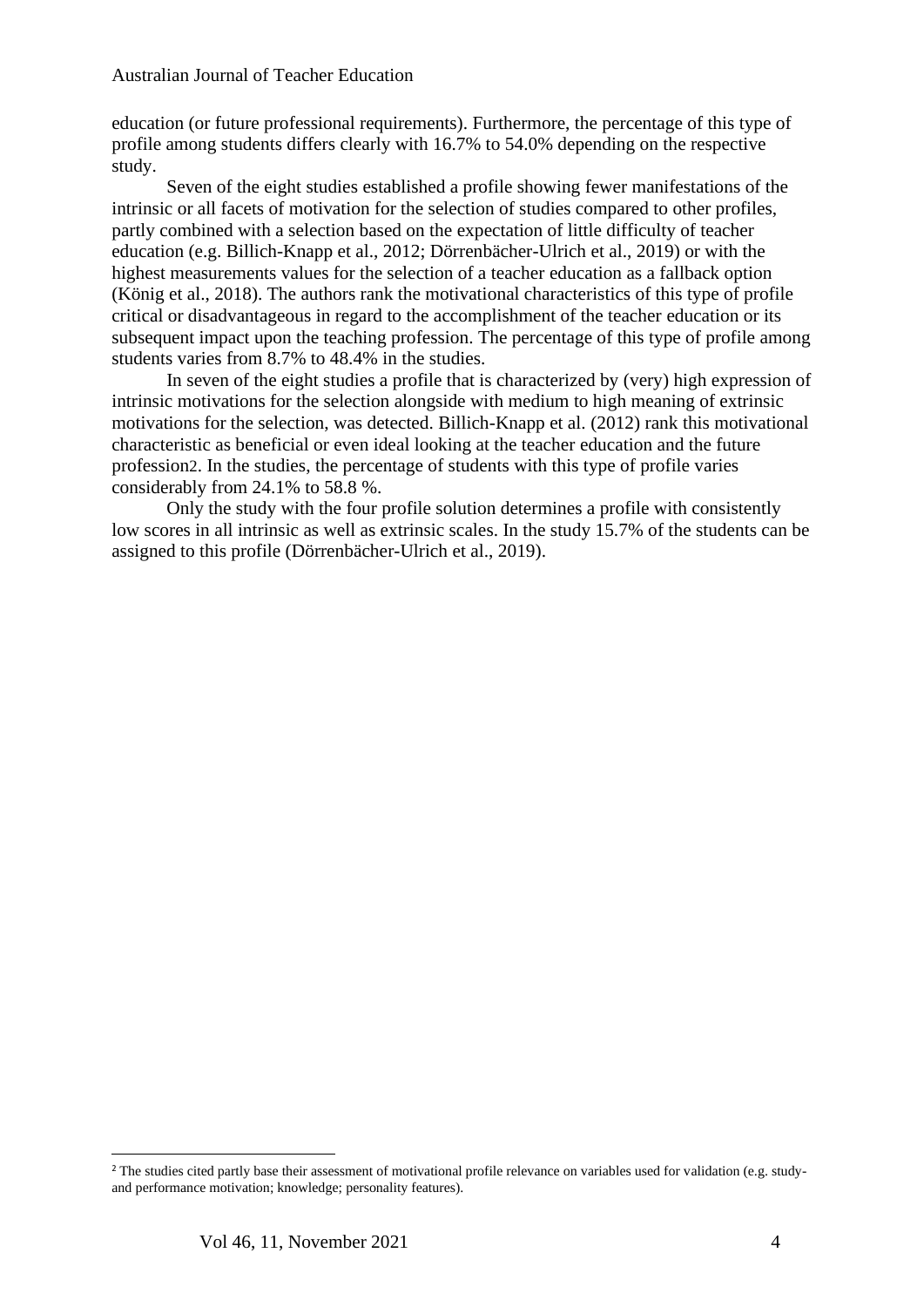education (or future professional requirements). Furthermore, the percentage of this type of profile among students differs clearly with 16.7% to 54.0% depending on the respective study.

Seven of the eight studies established a profile showing fewer manifestations of the intrinsic or all facets of motivation for the selection of studies compared to other profiles, partly combined with a selection based on the expectation of little difficulty of teacher education (e.g. Billich-Knapp et al., 2012; Dörrenbächer-Ulrich et al., 2019) or with the highest measurements values for the selection of a teacher education as a fallback option (König et al., 2018). The authors rank the motivational characteristics of this type of profile critical or disadvantageous in regard to the accomplishment of the teacher education or its subsequent impact upon the teaching profession. The percentage of this type of profile among students varies from 8.7% to 48.4% in the studies.

In seven of the eight studies a profile that is characterized by (very) high expression of intrinsic motivations for the selection alongside with medium to high meaning of extrinsic motivations for the selection, was detected. Billich-Knapp et al. (2012) rank this motivational characteristic as beneficial or even ideal looking at the teacher education and the future profession[2]. In the studies, the percentage of students with this type of profile varies considerably from 24.1% to 58.8 %.

Only the study with the four profile solution determines a profile with consistently low scores in all intrinsic as well as extrinsic scales. In the study 15.7% of the students can be assigned to this profile (Dörrenbächer-Ulrich et al., 2019).

---

[2] The studies cited partly base their assessment of motivational profile relevance on variables used for validation (e.g. study- and performance motivation; knowledge; personality features).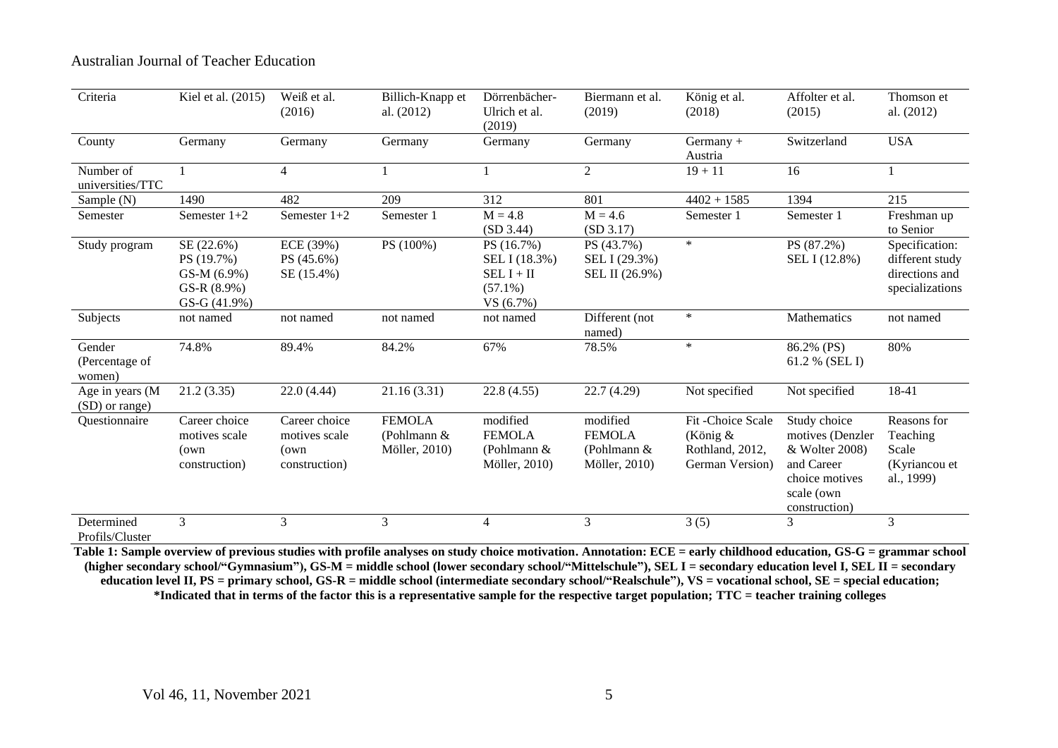| Criteria | Kiel et al. (2015) | Weiß et al. (2016) | Billich-Knapp et al. (2012) | Dörrenbächer-Ulrich et al. (2019) | Biermann et al. (2019) | König et al. (2018) | Affolter et al. (2015) | Thomson et al. (2012) |
|---|---|---|---|---|---|---|---|---|
| County | Germany | Germany | Germany | Germany | Germany | Germany + Austria | Switzerland | USA |
| Number of universities/TTC | 1 | 4 | 1 | 1 | 2 | 19 + 11 | 16 | 1 |
| Sample (N) | 1490 | 482 | 209 | 312 | 801 | 4402 + 1585 | 1394 | 215 |
| Semester | Semester 1+2 | Semester 1+2 | Semester 1 | M = 4.8 (SD 3.44) | M = 4.6 (SD 3.17) | Semester 1 | Semester 1 | Freshman up to Senior |
| Study program | SE (22.6%) PS (19.7%) GS-M (6.9%) GS-R (8.9%) GS-G (41.9%) | ECE (39%) PS (45.6%) SE (15.4%) | PS (100%) | PS (16.7%) SEL I (18.3%) SEL I + II (57.1%) VS (6.7%) | PS (43.7%) SEL I (29.3%) SEL II (26.9%) | * | PS (87.2%) SEL I (12.8%) | Specification: different study directions and specializations |
| Subjects | not named | not named | not named | not named | Different (not named) | * | Mathematics | not named |
| Gender (Percentage of women) | 74.8% | 89.4% | 84.2% | 67% | 78.5% | * | 86.2% (PS) 61.2 % (SEL I) | 80% |
| Age in years (M (SD) or range) | 21.2 (3.35) | 22.0 (4.44) | 21.16 (3.31) | 22.8 (4.55) | 22.7 (4.29) | Not specified | Not specified | 18-41 |
| Questionnaire | Career choice motives scale (own construction) | Career choice motives scale (own construction) | FEMOLA (Pohlmann & Möller, 2010) | modified FEMOLA (Pohlmann & Möller, 2010) | modified FEMOLA (Pohlmann & Möller, 2010) | Fit -Choice Scale (König & Rothland, 2012, German Version) | Study choice motives (Denzler & Wolter 2008) and Career choice motives scale (own construction) | Reasons for Teaching Scale (Kyriancou et al., 1999) |
| Determined Profils/Cluster | 3 | 3 | 3 | 4 | 3 | 3 (5) | 3 | 3 |

**Table 1: Sample overview of previous studies with profile analyses on study choice motivation. Annotation: ECE = early childhood education, GS-G = grammar school (higher secondary school/"Gymnasium"), GS-M = middle school (lower secondary school/"Mittelschule"), SEL I = secondary education level I, SEL II = secondary education level II, PS = primary school, GS-R = middle school (intermediate secondary school/"Realschule"), VS = vocational school, SE = special education; *Indicated that in terms of the factor this is a representative sample for the respective target population; TTC = teacher training colleges**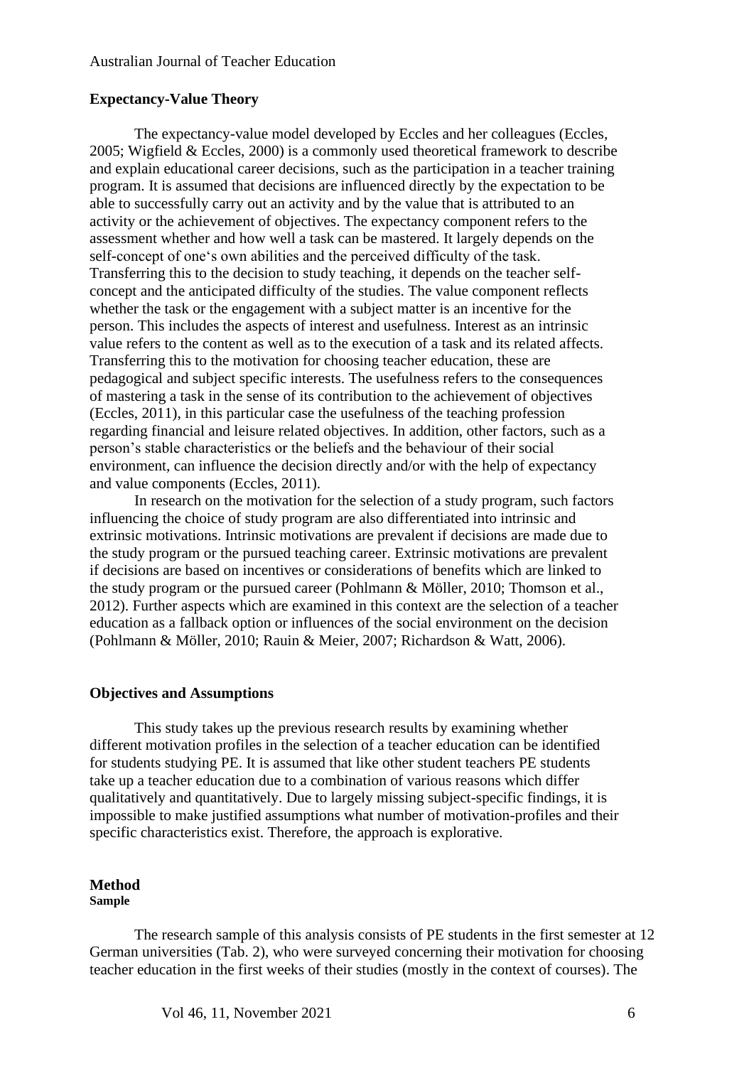## Expectancy-Value Theory

The expectancy-value model developed by Eccles and her colleagues (Eccles, 2005; Wigfield & Eccles, 2000) is a commonly used theoretical framework to describe and explain educational career decisions, such as the participation in a teacher training program. It is assumed that decisions are influenced directly by the expectation to be able to successfully carry out an activity and by the value that is attributed to an activity or the achievement of objectives. The expectancy component refers to the assessment whether and how well a task can be mastered. It largely depends on the self-concept of one's own abilities and the perceived difficulty of the task. Transferring this to the decision to study teaching, it depends on the teacher self-concept and the anticipated difficulty of the studies. The value component reflects whether the task or the engagement with a subject matter is an incentive for the person. This includes the aspects of interest and usefulness. Interest as an intrinsic value refers to the content as well as to the execution of a task and its related affects. Transferring this to the motivation for choosing teacher education, these are pedagogical and subject specific interests. The usefulness refers to the consequences of mastering a task in the sense of its contribution to the achievement of objectives (Eccles, 2011), in this particular case the usefulness of the teaching profession regarding financial and leisure related objectives. In addition, other factors, such as a person's stable characteristics or the beliefs and the behaviour of their social environment, can influence the decision directly and/or with the help of expectancy and value components (Eccles, 2011).

In research on the motivation for the selection of a study program, such factors influencing the choice of study program are also differentiated into intrinsic and extrinsic motivations. Intrinsic motivations are prevalent if decisions are made due to the study program or the pursued teaching career. Extrinsic motivations are prevalent if decisions are based on incentives or considerations of benefits which are linked to the study program or the pursued career (Pohlmann & Möller, 2010; Thomson et al., 2012). Further aspects which are examined in this context are the selection of a teacher education as a fallback option or influences of the social environment on the decision (Pohlmann & Möller, 2010; Rauin & Meier, 2007; Richardson & Watt, 2006).

## Objectives and Assumptions

This study takes up the previous research results by examining whether different motivation profiles in the selection of a teacher education can be identified for students studying PE. It is assumed that like other student teachers PE students take up a teacher education due to a combination of various reasons which differ qualitatively and quantitatively. Due to largely missing subject-specific findings, it is impossible to make justified assumptions what number of motivation-profiles and their specific characteristics exist. Therefore, the approach is explorative.

## Method

### Sample

The research sample of this analysis consists of PE students in the first semester at 12 German universities (Tab. 2), who were surveyed concerning their motivation for choosing teacher education in the first weeks of their studies (mostly in the context of courses). The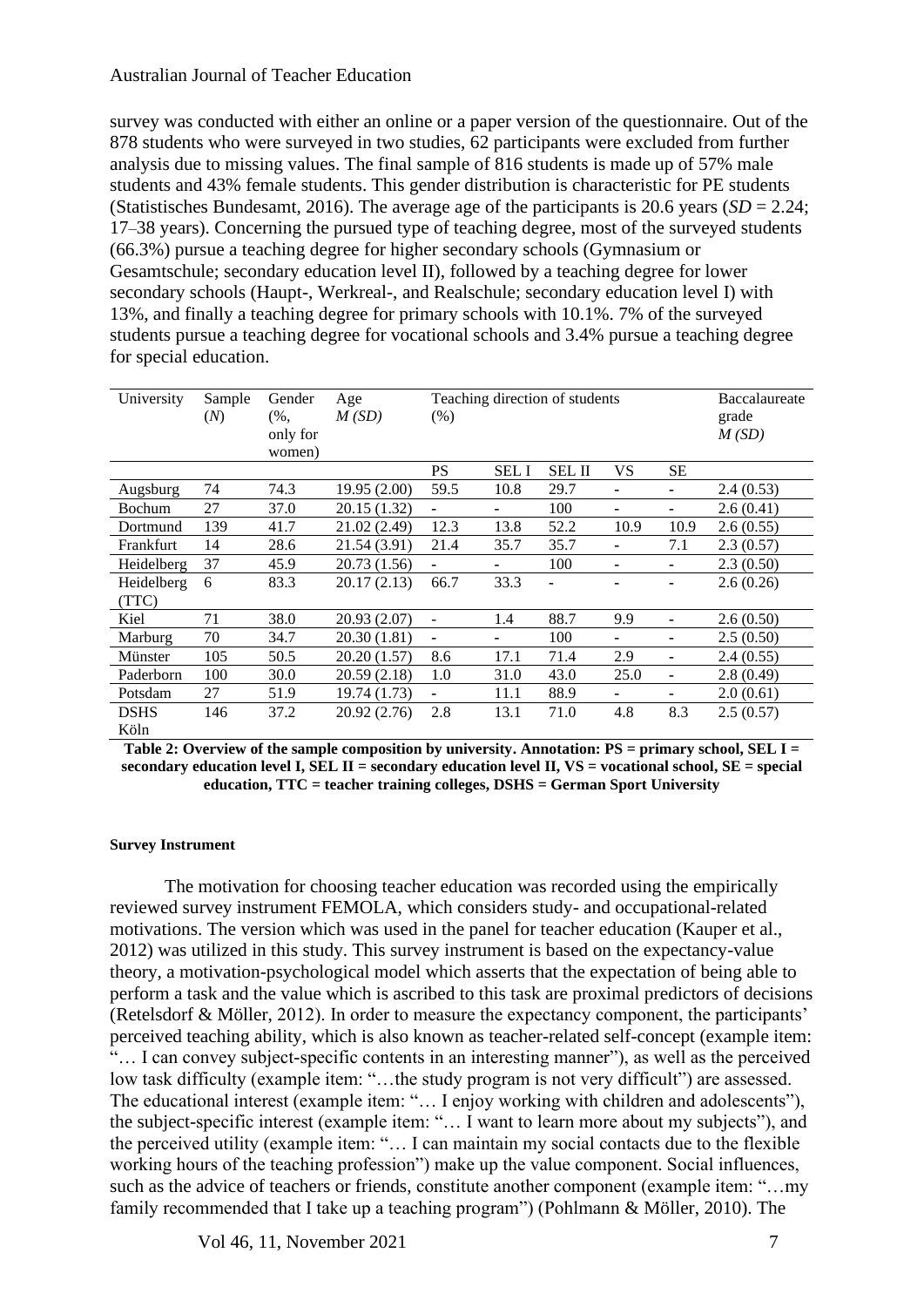survey was conducted with either an online or a paper version of the questionnaire. Out of the 878 students who were surveyed in two studies, 62 participants were excluded from further analysis due to missing values. The final sample of 816 students is made up of 57% male students and 43% female students. This gender distribution is characteristic for PE students (Statistisches Bundesamt, 2016). The average age of the participants is 20.6 years (*SD* = 2.24; 17–38 years). Concerning the pursued type of teaching degree, most of the surveyed students (66.3%) pursue a teaching degree for higher secondary schools (Gymnasium or Gesamtschule; secondary education level II), followed by a teaching degree for lower secondary schools (Haupt-, Werkreal-, and Realschule; secondary education level I) with 13%, and finally a teaching degree for primary schools with 10.1%. 7% of the surveyed students pursue a teaching degree for vocational schools and 3.4% pursue a teaching degree for special education.

| University | Sample (*N*) | Gender (%, only for women) | Age *M (SD)* | Teaching direction of students (%) | | | | | Baccalaureate grade *M (SD)* |
|---|---|---|---|---|---|---|---|---|---|
| | | | | PS | SEL I | SEL II | VS | SE | |
| Augsburg | 74 | 74.3 | 19.95 (2.00) | 59.5 | 10.8 | 29.7 | - | - | 2.4 (0.53) |
| Bochum | 27 | 37.0 | 20.15 (1.32) | - | - | 100 | - | - | 2.6 (0.41) |
| Dortmund | 139 | 41.7 | 21.02 (2.49) | 12.3 | 13.8 | 52.2 | 10.9 | 10.9 | 2.6 (0.55) |
| Frankfurt | 14 | 28.6 | 21.54 (3.91) | 21.4 | 35.7 | 35.7 | - | 7.1 | 2.3 (0.57) |
| Heidelberg | 37 | 45.9 | 20.73 (1.56) | - | - | 100 | - | - | 2.3 (0.50) |
| Heidelberg (TTC) | 6 | 83.3 | 20.17 (2.13) | 66.7 | 33.3 | - | - | - | 2.6 (0.26) |
| Kiel | 71 | 38.0 | 20.93 (2.07) | - | 1.4 | 88.7 | 9.9 | - | 2.6 (0.50) |
| Marburg | 70 | 34.7 | 20.30 (1.81) | - | - | 100 | - | - | 2.5 (0.50) |
| Münster | 105 | 50.5 | 20.20 (1.57) | 8.6 | 17.1 | 71.4 | 2.9 | - | 2.4 (0.55) |
| Paderborn | 100 | 30.0 | 20.59 (2.18) | 1.0 | 31.0 | 43.0 | 25.0 | - | 2.8 (0.49) |
| Potsdam | 27 | 51.9 | 19.74 (1.73) | - | 11.1 | 88.9 | - | - | 2.0 (0.61) |
| DSHS Köln | 146 | 37.2 | 20.92 (2.76) | 2.8 | 13.1 | 71.0 | 4.8 | 8.3 | 2.5 (0.57) |

**Table 2: Overview of the sample composition by university. Annotation: PS = primary school, SEL I = secondary education level I, SEL II = secondary education level II, VS = vocational school, SE = special education, TTC = teacher training colleges, DSHS = German Sport University**

#### Survey Instrument

The motivation for choosing teacher education was recorded using the empirically reviewed survey instrument FEMOLA, which considers study- and occupational-related motivations. The version which was used in the panel for teacher education (Kauper et al., 2012) was utilized in this study. This survey instrument is based on the expectancy-value theory, a motivation-psychological model which asserts that the expectation of being able to perform a task and the value which is ascribed to this task are proximal predictors of decisions (Retelsdorf & Möller, 2012). In order to measure the expectancy component, the participants' perceived teaching ability, which is also known as teacher-related self-concept (example item: "… I can convey subject-specific contents in an interesting manner"), as well as the perceived low task difficulty (example item: "…the study program is not very difficult") are assessed. The educational interest (example item: "… I enjoy working with children and adolescents"), the subject-specific interest (example item: "… I want to learn more about my subjects"), and the perceived utility (example item: "… I can maintain my social contacts due to the flexible working hours of the teaching profession") make up the value component. Social influences, such as the advice of teachers or friends, constitute another component (example item: "…my family recommended that I take up a teaching program") (Pohlmann & Möller, 2010). The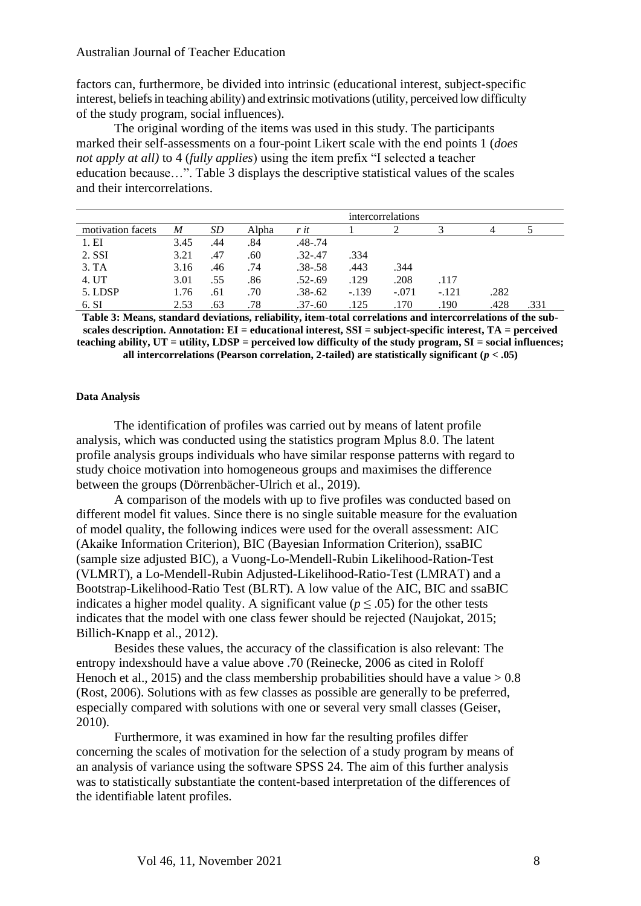factors can, furthermore, be divided into intrinsic (educational interest, subject-specific interest, beliefs in teaching ability) and extrinsic motivations (utility, perceived low difficulty of the study program, social influences).

The original wording of the items was used in this study. The participants marked their self-assessments on a four-point Likert scale with the end points 1 (*does not apply at all)* to 4 (*fully applies*) using the item prefix "I selected a teacher education because…". Table 3 displays the descriptive statistical values of the scales and their intercorrelations.

| | | | | | intercorrelations | | | | |
|---|---|---|---|---|---|---|---|---|---|
| motivation facets | *M* | *SD* | Alpha | *r it* | 1 | 2 | 3 | 4 | 5 |
| 1. EI | 3.45 | .44 | .84 | .48-.74 | | | | | |
| 2. SSI | 3.21 | .47 | .60 | .32-.47 | .334 | | | | |
| 3. TA | 3.16 | .46 | .74 | .38-.58 | .443 | .344 | | | |
| 4. UT | 3.01 | .55 | .86 | .52-.69 | .129 | .208 | .117 | | |
| 5. LDSP | 1.76 | .61 | .70 | .38-.62 | -.139 | -.071 | -.121 | .282 | |
| 6. SI | 2.53 | .63 | .78 | .37-.60 | .125 | .170 | .190 | .428 | .331 |

**Table 3: Means, standard deviations, reliability, item-total correlations and intercorrelations of the sub-scales description. Annotation: EI = educational interest, SSI = subject-specific interest, TA = perceived teaching ability, UT = utility, LDSP = perceived low difficulty of the study program, SI = social influences; all intercorrelations (Pearson correlation, 2-tailed) are statistically significant ($p$ < .05)**

#### Data Analysis

The identification of profiles was carried out by means of latent profile analysis, which was conducted using the statistics program Mplus 8.0. The latent profile analysis groups individuals who have similar response patterns with regard to study choice motivation into homogeneous groups and maximises the difference between the groups (Dörrenbächer-Ulrich et al., 2019).

A comparison of the models with up to five profiles was conducted based on different model fit values. Since there is no single suitable measure for the evaluation of model quality, the following indices were used for the overall assessment: AIC (Akaike Information Criterion), BIC (Bayesian Information Criterion), ssaBIC (sample size adjusted BIC), a Vuong-Lo-Mendell-Rubin Likelihood-Ration-Test (VLMRT), a Lo-Mendell-Rubin Adjusted-Likelihood-Ratio-Test (LMRAT) and a Bootstrap-Likelihood-Ratio Test (BLRT). A low value of the AIC, BIC and ssaBIC indicates a higher model quality. A significant value ($p \leq .05$) for the other tests indicates that the model with one class fewer should be rejected (Naujokat, 2015; Billich-Knapp et al., 2012).

Besides these values, the accuracy of the classification is also relevant: The entropy indexshould have a value above .70 (Reinecke, 2006 as cited in Roloff Henoch et al., 2015) and the class membership probabilities should have a value > 0.8 (Rost, 2006). Solutions with as few classes as possible are generally to be preferred, especially compared with solutions with one or several very small classes (Geiser, 2010).

Furthermore, it was examined in how far the resulting profiles differ concerning the scales of motivation for the selection of a study program by means of an analysis of variance using the software SPSS 24. The aim of this further analysis was to statistically substantiate the content-based interpretation of the differences of the identifiable latent profiles.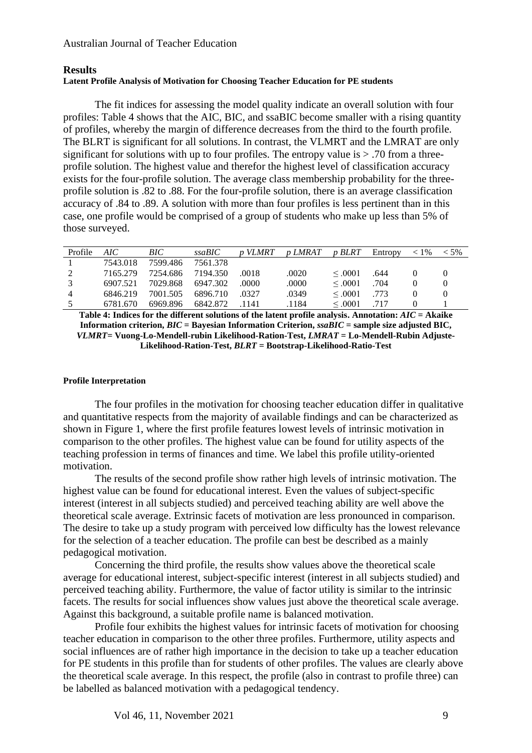## Results

#### Latent Profile Analysis of Motivation for Choosing Teacher Education for PE students

The fit indices for assessing the model quality indicate an overall solution with four profiles: Table 4 shows that the AIC, BIC, and ssaBIC become smaller with a rising quantity of profiles, whereby the margin of difference decreases from the third to the fourth profile. The BLRT is significant for all solutions. In contrast, the VLMRT and the LMRAT are only significant for solutions with up to four profiles. The entropy value is > .70 from a three-profile solution. The highest value and therefor the highest level of classification accuracy exists for the four-profile solution. The average class membership probability for the three-profile solution is .82 to .88. For the four-profile solution, there is an average classification accuracy of .84 to .89. A solution with more than four profiles is less pertinent than in this case, one profile would be comprised of a group of students who make up less than 5% of those surveyed.

| Profile | *AIC* | *BIC* | *ssaBIC* | *p VLMRT* | *p LMRAT* | *p BLRT* | Entropy | < 1% | < 5% |
|---|---|---|---|---|---|---|---|---|---|
| 1 | 7543.018 | 7599.486 | 7561.378 | | | | | | |
| 2 | 7165.279 | 7254.686 | 7194.350 | .0018 | .0020 | ≤ .0001 | .644 | 0 | 0 |
| 3 | 6907.521 | 7029.868 | 6947.302 | .0000 | .0000 | ≤ .0001 | .704 | 0 | 0 |
| 4 | 6846.219 | 7001.505 | 6896.710 | .0327 | .0349 | ≤ .0001 | .773 | 0 | 0 |
| 5 | 6781.670 | 6969.896 | 6842.872 | .1141 | .1184 | ≤ .0001 | .717 | 0 | 1 |

**Table 4: Indices for the different solutions of the latent profile analysis. Annotation: *AIC* = Akaike Information criterion, *BIC* = Bayesian Information Criterion, *ssaBIC* = sample size adjusted BIC, *VLMRT*= Vuong-Lo-Mendell-rubin Likelihood-Ration-Test, *LMRAT* = Lo-Mendell-Rubin Adjuste-Likelihood-Ration-Test, *BLRT* = Bootstrap-Likelihood-Ratio-Test**

#### Profile Interpretation

The four profiles in the motivation for choosing teacher education differ in qualitative and quantitative respects from the majority of available findings and can be characterized as shown in Figure 1, where the first profile features lowest levels of intrinsic motivation in comparison to the other profiles. The highest value can be found for utility aspects of the teaching profession in terms of finances and time. We label this profile utility-oriented motivation.

The results of the second profile show rather high levels of intrinsic motivation. The highest value can be found for educational interest. Even the values of subject-specific interest (interest in all subjects studied) and perceived teaching ability are well above the theoretical scale average. Extrinsic facets of motivation are less pronounced in comparison. The desire to take up a study program with perceived low difficulty has the lowest relevance for the selection of a teacher education. The profile can best be described as a mainly pedagogical motivation.

Concerning the third profile, the results show values above the theoretical scale average for educational interest, subject-specific interest (interest in all subjects studied) and perceived teaching ability. Furthermore, the value of factor utility is similar to the intrinsic facets. The results for social influences show values just above the theoretical scale average. Against this background, a suitable profile name is balanced motivation.

Profile four exhibits the highest values for intrinsic facets of motivation for choosing teacher education in comparison to the other three profiles. Furthermore, utility aspects and social influences are of rather high importance in the decision to take up a teacher education for PE students in this profile than for students of other profiles. The values are clearly above the theoretical scale average. In this respect, the profile (also in contrast to profile three) can be labelled as balanced motivation with a pedagogical tendency.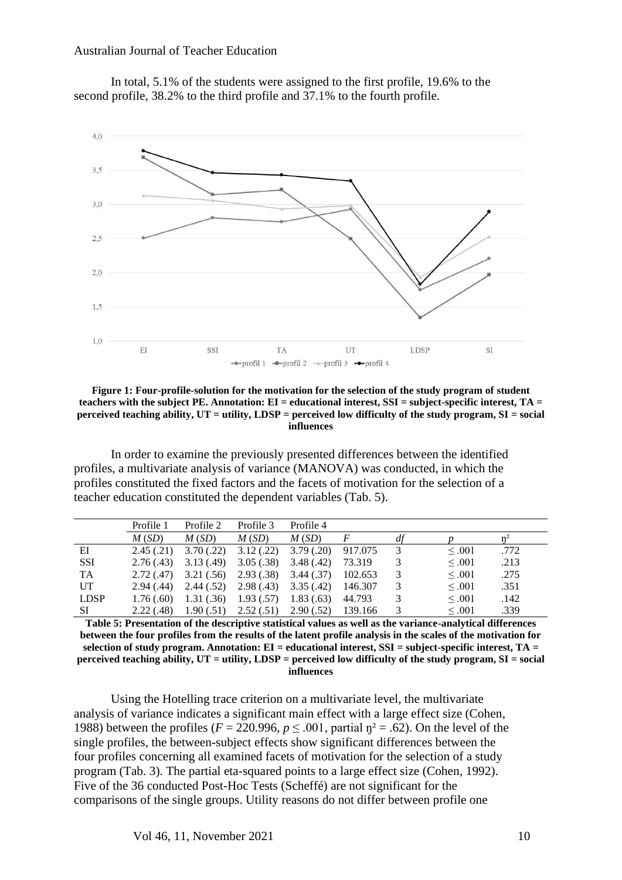In total, 5.1% of the students were assigned to the first profile, 19.6% to the second profile, 38.2% to the third profile and 37.1% to the fourth profile.

**Figure 1: Four-profile-solution for the motivation for the selection of the study program of student teachers with the subject PE. Annotation: EI = educational interest, SSI = subject-specific interest, TA = perceived teaching ability, UT = utility, LDSP = perceived low difficulty of the study program, SI = social influences**

In order to examine the previously presented differences between the identified profiles, a multivariate analysis of variance (MANOVA) was conducted, in which the profiles constituted the fixed factors and the facets of motivation for the selection of a teacher education constituted the dependent variables (Tab. 5).

| | Profile 1 | Profile 2 | Profile 3 | Profile 4 | | | | |
|---|---|---|---|---|---|---|---|---|
| | *M* (*SD*) | *M* (*SD*) | *M* (*SD*) | *M* (*SD*) | *F* | *df* | *p* | $\eta^2$ |
| EI | 2.45 (.21) | 3.70 (.22) | 3.12 (.22) | 3.79 (.20) | 917.075 | 3 | ≤ .001 | .772 |
| SSI | 2.76 (.43) | 3.13 (.49) | 3.05 (.38) | 3.48 (.42) | 73.319 | 3 | ≤ .001 | .213 |
| TA | 2.72 (.47) | 3.21 (.56) | 2.93 (.38) | 3.44 (.37) | 102.653 | 3 | ≤ .001 | .275 |
| UT | 2.94 (.44) | 2.44 (.52) | 2.98 (.43) | 3.35 (.42) | 146.307 | 3 | ≤ .001 | .351 |
| LDSP | 1.76 (.60) | 1.31 (.36) | 1.93 (.57) | 1.83 (.63) | 44.793 | 3 | ≤ .001 | .142 |
| SI | 2.22 (.48) | 1.90 (.51) | 2.52 (.51) | 2.90 (.52) | 139.166 | 3 | ≤ .001 | .339 |

**Table 5: Presentation of the descriptive statistical values as well as the variance-analytical differences between the four profiles from the results of the latent profile analysis in the scales of the motivation for selection of study program. Annotation: EI = educational interest, SSI = subject-specific interest, TA = perceived teaching ability, UT = utility, LDSP = perceived low difficulty of the study program, SI = social influences**

Using the Hotelling trace criterion on a multivariate level, the multivariate analysis of variance indicates a significant main effect with a large effect size (Cohen, 1988) between the profiles ($F = 220.996$, $p \leq .001$, partial $\eta^2 = .62$). On the level of the single profiles, the between-subject effects show significant differences between the four profiles concerning all examined facets of motivation for the selection of a study program (Tab. 3). The partial eta-squared points to a large effect size (Cohen, 1992). Five of the 36 conducted Post-Hoc Tests (Scheffé) are not significant for the comparisons of the single groups. Utility reasons do not differ between profile one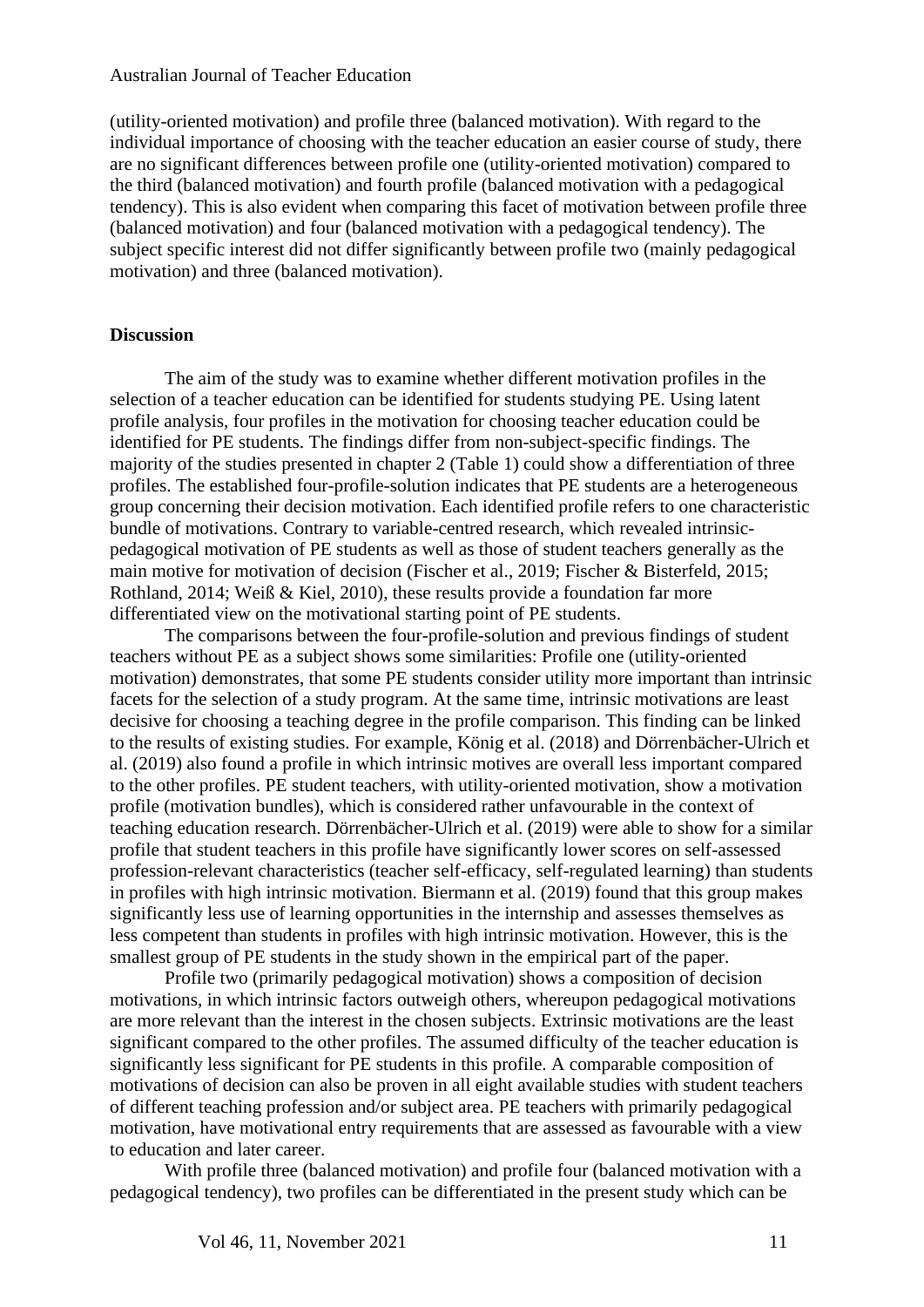(utility-oriented motivation) and profile three (balanced motivation). With regard to the individual importance of choosing with the teacher education an easier course of study, there are no significant differences between profile one (utility-oriented motivation) compared to the third (balanced motivation) and fourth profile (balanced motivation with a pedagogical tendency). This is also evident when comparing this facet of motivation between profile three (balanced motivation) and four (balanced motivation with a pedagogical tendency). The subject specific interest did not differ significantly between profile two (mainly pedagogical motivation) and three (balanced motivation).

## Discussion

The aim of the study was to examine whether different motivation profiles in the selection of a teacher education can be identified for students studying PE. Using latent profile analysis, four profiles in the motivation for choosing teacher education could be identified for PE students. The findings differ from non-subject-specific findings. The majority of the studies presented in chapter 2 (Table 1) could show a differentiation of three profiles. The established four-profile-solution indicates that PE students are a heterogeneous group concerning their decision motivation. Each identified profile refers to one characteristic bundle of motivations. Contrary to variable-centred research, which revealed intrinsic-pedagogical motivation of PE students as well as those of student teachers generally as the main motive for motivation of decision (Fischer et al., 2019; Fischer & Bisterfeld, 2015; Rothland, 2014; Weiß & Kiel, 2010), these results provide a foundation far more differentiated view on the motivational starting point of PE students.

The comparisons between the four-profile-solution and previous findings of student teachers without PE as a subject shows some similarities: Profile one (utility-oriented motivation) demonstrates, that some PE students consider utility more important than intrinsic facets for the selection of a study program. At the same time, intrinsic motivations are least decisive for choosing a teaching degree in the profile comparison. This finding can be linked to the results of existing studies. For example, König et al. (2018) and Dörrenbächer-Ulrich et al. (2019) also found a profile in which intrinsic motives are overall less important compared to the other profiles. PE student teachers, with utility-oriented motivation, show a motivation profile (motivation bundles), which is considered rather unfavourable in the context of teaching education research. Dörrenbächer-Ulrich et al. (2019) were able to show for a similar profile that student teachers in this profile have significantly lower scores on self-assessed profession-relevant characteristics (teacher self-efficacy, self-regulated learning) than students in profiles with high intrinsic motivation. Biermann et al. (2019) found that this group makes significantly less use of learning opportunities in the internship and assesses themselves as less competent than students in profiles with high intrinsic motivation. However, this is the smallest group of PE students in the study shown in the empirical part of the paper.

Profile two (primarily pedagogical motivation) shows a composition of decision motivations, in which intrinsic factors outweigh others, whereupon pedagogical motivations are more relevant than the interest in the chosen subjects. Extrinsic motivations are the least significant compared to the other profiles. The assumed difficulty of the teacher education is significantly less significant for PE students in this profile. A comparable composition of motivations of decision can also be proven in all eight available studies with student teachers of different teaching profession and/or subject area. PE teachers with primarily pedagogical motivation, have motivational entry requirements that are assessed as favourable with a view to education and later career.

With profile three (balanced motivation) and profile four (balanced motivation with a pedagogical tendency), two profiles can be differentiated in the present study which can be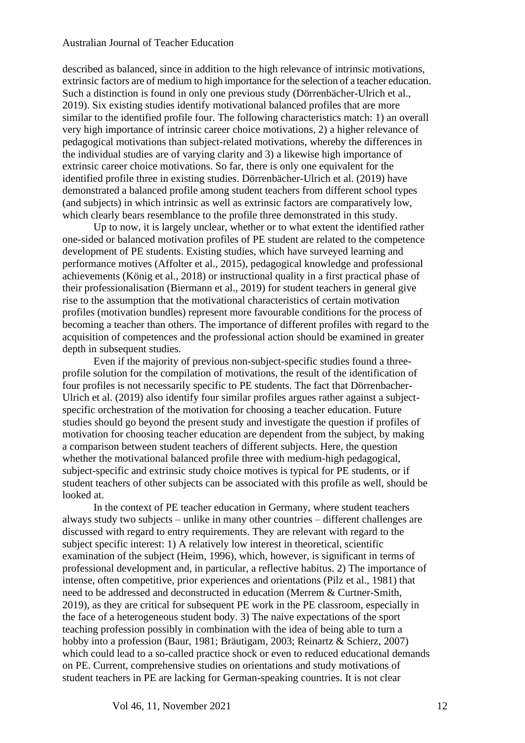described as balanced, since in addition to the high relevance of intrinsic motivations, extrinsic factors are of medium to high importance for the selection of a teacher education. Such a distinction is found in only one previous study (Dörrenbächer-Ulrich et al., 2019). Six existing studies identify motivational balanced profiles that are more similar to the identified profile four. The following characteristics match: 1) an overall very high importance of intrinsic career choice motivations, 2) a higher relevance of pedagogical motivations than subject-related motivations, whereby the differences in the individual studies are of varying clarity and 3) a likewise high importance of extrinsic career choice motivations. So far, there is only one equivalent for the identified profile three in existing studies. Dörrenbächer-Ulrich et al. (2019) have demonstrated a balanced profile among student teachers from different school types (and subjects) in which intrinsic as well as extrinsic factors are comparatively low, which clearly bears resemblance to the profile three demonstrated in this study.

Up to now, it is largely unclear, whether or to what extent the identified rather one-sided or balanced motivation profiles of PE student are related to the competence development of PE students. Existing studies, which have surveyed learning and performance motives (Affolter et al., 2015), pedagogical knowledge and professional achievements (König et al., 2018) or instructional quality in a first practical phase of their professionalisation (Biermann et al., 2019) for student teachers in general give rise to the assumption that the motivational characteristics of certain motivation profiles (motivation bundles) represent more favourable conditions for the process of becoming a teacher than others. The importance of different profiles with regard to the acquisition of competences and the professional action should be examined in greater depth in subsequent studies.

Even if the majority of previous non-subject-specific studies found a three-profile solution for the compilation of motivations, the result of the identification of four profiles is not necessarily specific to PE students. The fact that Dörrenbacher-Ulrich et al. (2019) also identify four similar profiles argues rather against a subject-specific orchestration of the motivation for choosing a teacher education. Future studies should go beyond the present study and investigate the question if profiles of motivation for choosing teacher education are dependent from the subject, by making a comparison between student teachers of different subjects. Here, the question whether the motivational balanced profile three with medium-high pedagogical, subject-specific and extrinsic study choice motives is typical for PE students, or if student teachers of other subjects can be associated with this profile as well, should be looked at.

In the context of PE teacher education in Germany, where student teachers always study two subjects – unlike in many other countries – different challenges are discussed with regard to entry requirements. They are relevant with regard to the subject specific interest: 1) A relatively low interest in theoretical, scientific examination of the subject (Heim, 1996), which, however, is significant in terms of professional development and, in particular, a reflective habitus. 2) The importance of intense, often competitive, prior experiences and orientations (Pilz et al., 1981) that need to be addressed and deconstructed in education (Merrem & Curtner-Smith, 2019), as they are critical for subsequent PE work in the PE classroom, especially in the face of a heterogeneous student body. 3) The naive expectations of the sport teaching profession possibly in combination with the idea of being able to turn a hobby into a profession (Baur, 1981; Bräutigam, 2003; Reinartz & Schierz, 2007) which could lead to a so-called practice shock or even to reduced educational demands on PE. Current, comprehensive studies on orientations and study motivations of student teachers in PE are lacking for German-speaking countries. It is not clear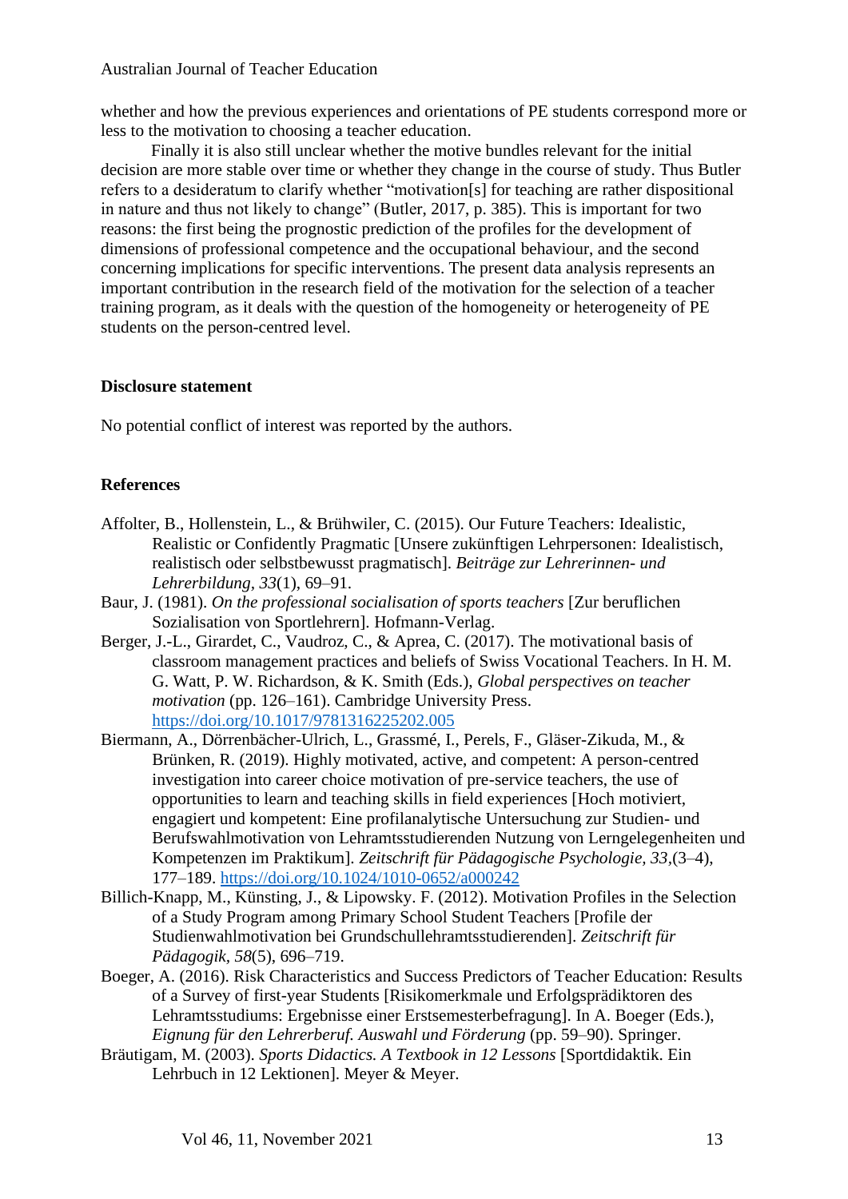whether and how the previous experiences and orientations of PE students correspond more or less to the motivation to choosing a teacher education.

Finally it is also still unclear whether the motive bundles relevant for the initial decision are more stable over time or whether they change in the course of study. Thus Butler refers to a desideratum to clarify whether "motivation[s] for teaching are rather dispositional in nature and thus not likely to change" (Butler, 2017, p. 385). This is important for two reasons: the first being the prognostic prediction of the profiles for the development of dimensions of professional competence and the occupational behaviour, and the second concerning implications for specific interventions. The present data analysis represents an important contribution in the research field of the motivation for the selection of a teacher training program, as it deals with the question of the homogeneity or heterogeneity of PE students on the person-centred level.

**Disclosure statement**

No potential conflict of interest was reported by the authors.

**References**

Affolter, B., Hollenstein, L., & Brühwiler, C. (2015). Our Future Teachers: Idealistic, Realistic or Confidently Pragmatic [Unsere zukünftigen Lehrpersonen: Idealistisch, realistisch oder selbstbewusst pragmatisch]. *Beiträge zur Lehrerinnen- und Lehrerbildung, 33*(1), 69–91.

Baur, J. (1981). *On the professional socialisation of sports teachers* [Zur beruflichen Sozialisation von Sportlehrern]. Hofmann-Verlag.

Berger, J.-L., Girardet, C., Vaudroz, C., & Aprea, C. (2017). The motivational basis of classroom management practices and beliefs of Swiss Vocational Teachers. In H. M. G. Watt, P. W. Richardson, & K. Smith (Eds.), *Global perspectives on teacher motivation* (pp. 126–161). Cambridge University Press. https://doi.org/10.1017/9781316225202.005

Biermann, A., Dörrenbächer-Ulrich, L., Grassmé, I., Perels, F., Gläser-Zikuda, M., & Brünken, R. (2019). Highly motivated, active, and competent: A person-centred investigation into career choice motivation of pre-service teachers, the use of opportunities to learn and teaching skills in field experiences [Hoch motiviert, engagiert und kompetent: Eine profilanalytische Untersuchung zur Studien- und Berufswahlmotivation von Lehramtsstudierenden Nutzung von Lerngelegenheiten und Kompetenzen im Praktikum]. *Zeitschrift für Pädagogische Psychologie, 33*,(3–4), 177–189. https://doi.org/10.1024/1010-0652/a000242

Billich-Knapp, M., Künsting, J., & Lipowsky. F. (2012). Motivation Profiles in the Selection of a Study Program among Primary School Student Teachers [Profile der Studienwahlmotivation bei Grundschullehramtsstudierenden]. *Zeitschrift für Pädagogik, 58*(5), 696–719.

Boeger, A. (2016). Risk Characteristics and Success Predictors of Teacher Education: Results of a Survey of first-year Students [Risikomerkmale und Erfolgsprädiktoren des Lehramtsstudiums: Ergebnisse einer Erstsemesterbefragung]. In A. Boeger (Eds.), *Eignung für den Lehrerberuf. Auswahl und Förderung* (pp. 59–90). Springer.

Bräutigam, M. (2003). *Sports Didactics. A Textbook in 12 Lessons* [Sportdidaktik. Ein Lehrbuch in 12 Lektionen]. Meyer & Meyer.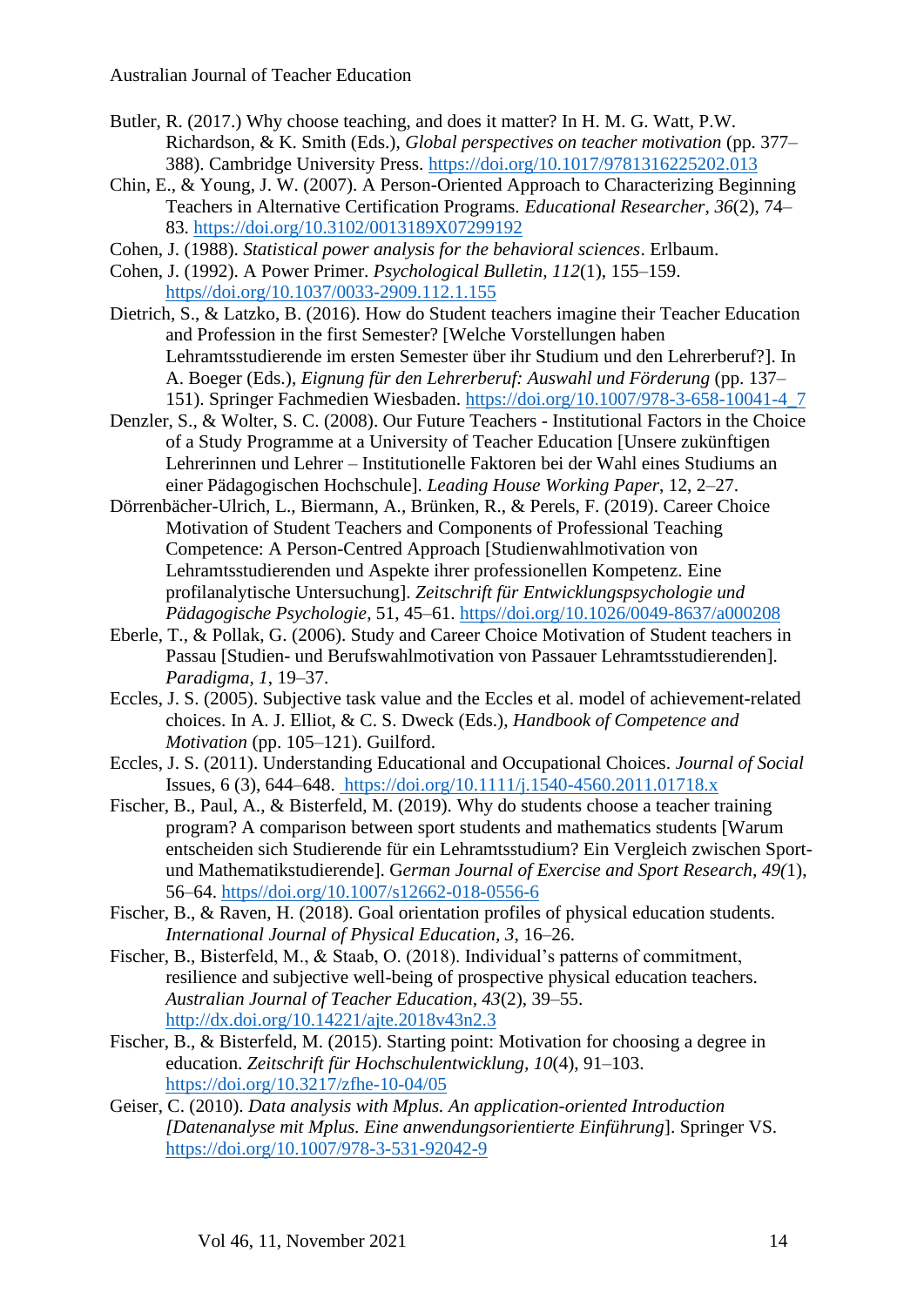Butler, R. (2017.) Why choose teaching, and does it matter? In H. M. G. Watt, P.W. Richardson, & K. Smith (Eds.), *Global perspectives on teacher motivation* (pp. 377–388). Cambridge University Press. https://doi.org/10.1017/9781316225202.013

Chin, E., & Young, J. W. (2007). A Person-Oriented Approach to Characterizing Beginning Teachers in Alternative Certification Programs. *Educational Researcher, 36*(2), 74–83. https://doi.org/10.3102/0013189X07299192

Cohen, J. (1988). *Statistical power analysis for the behavioral sciences*. Erlbaum.

Cohen, J. (1992). A Power Primer. *Psychological Bulletin, 112*(1), 155–159. https//doi.org/10.1037/0033-2909.112.1.155

Dietrich, S., & Latzko, B. (2016). How do Student teachers imagine their Teacher Education and Profession in the first Semester? [Welche Vorstellungen haben Lehramtsstudierende im ersten Semester über ihr Studium und den Lehrerberuf?]. In A. Boeger (Eds.), *Eignung für den Lehrerberuf: Auswahl und Förderung* (pp. 137–151). Springer Fachmedien Wiesbaden. https://doi.org/10.1007/978-3-658-10041-4_7

Denzler, S., & Wolter, S. C. (2008). Our Future Teachers - Institutional Factors in the Choice of a Study Programme at a University of Teacher Education [Unsere zukünftigen Lehrerinnen und Lehrer – Institutionelle Faktoren bei der Wahl eines Studiums an einer Pädagogischen Hochschule]. *Leading House Working Paper*, 12, 2–27.

Dörrenbächer-Ulrich, L., Biermann, A., Brünken, R., & Perels, F. (2019). Career Choice Motivation of Student Teachers and Components of Professional Teaching Competence: A Person-Centred Approach [Studienwahlmotivation von Lehramtsstudierenden und Aspekte ihrer professionellen Kompetenz. Eine profilanalytische Untersuchung]. *Zeitschrift für Entwicklungspsychologie und Pädagogische Psychologie*, 51, 45–61. https://doi.org/10.1026/0049-8637/a000208

Eberle, T., & Pollak, G. (2006). Study and Career Choice Motivation of Student teachers in Passau [Studien- und Berufswahlmotivation von Passauer Lehramtsstudierenden]. *Paradigma, 1*, 19–37.

Eccles, J. S. (2005). Subjective task value and the Eccles et al. model of achievement-related choices. In A. J. Elliot, & C. S. Dweck (Eds.), *Handbook of Competence and Motivation* (pp. 105–121). Guilford.

Eccles, J. S. (2011). Understanding Educational and Occupational Choices. *Journal of Social* Issues, 6 (3), 644–648. https://doi.org/10.1111/j.1540-4560.2011.01718.x

Fischer, B., Paul, A., & Bisterfeld, M. (2019). Why do students choose a teacher training program? A comparison between sport students and mathematics students [Warum entscheiden sich Studierende für ein Lehramtsstudium? Ein Vergleich zwischen Sport- und Mathematikstudierende]. G*erman Journal of Exercise and Sport Research, 49(*1), 56–64. https//doi.org/10.1007/s12662-018-0556-6

Fischer, B., & Raven, H. (2018). Goal orientation profiles of physical education students. *International Journal of Physical Education, 3*, 16–26.

Fischer, B., Bisterfeld, M., & Staab, O. (2018). Individual's patterns of commitment, resilience and subjective well-being of prospective physical education teachers. *Australian Journal of Teacher Education, 43*(2), 39–55. http://dx.doi.org/10.14221/ajte.2018v43n2.3

Fischer, B., & Bisterfeld, M. (2015). Starting point: Motivation for choosing a degree in education. *Zeitschrift für Hochschulentwicklung, 10*(4), 91–103. https://doi.org/10.3217/zfhe-10-04/05

Geiser, C. (2010). *Data analysis with Mplus. An application-oriented Introduction [Datenanalyse mit Mplus. Eine anwendungsorientierte Einführung*]. Springer VS. https://doi.org/10.1007/978-3-531-92042-9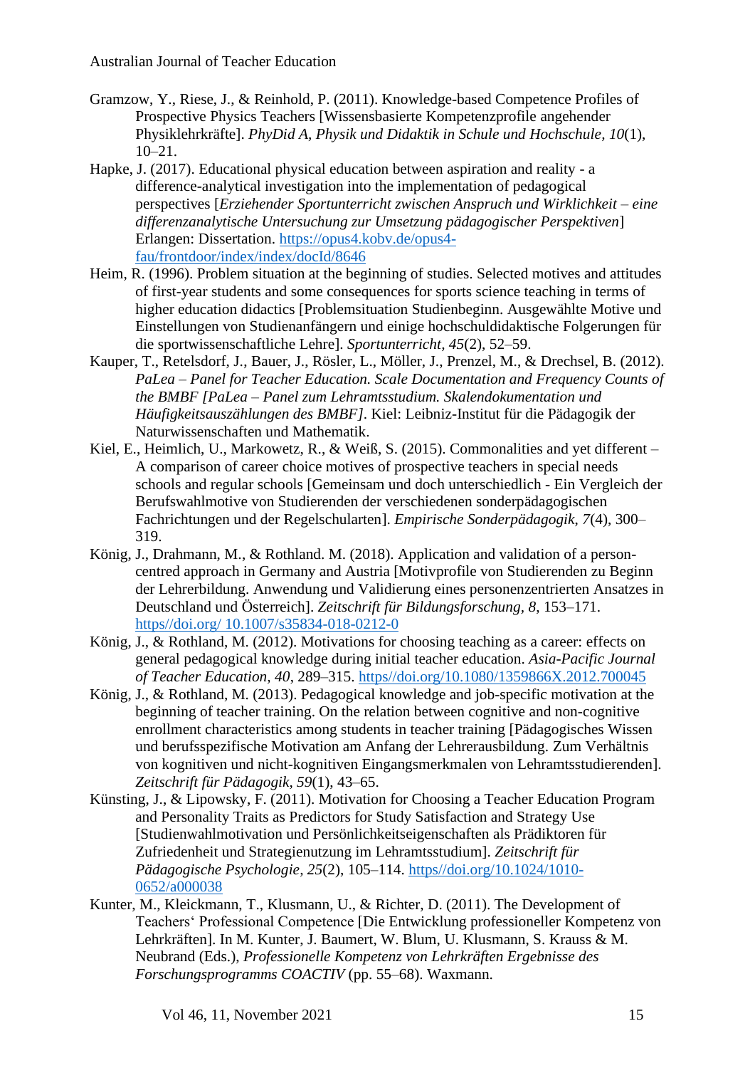Gramzow, Y., Riese, J., & Reinhold, P. (2011). Knowledge-based Competence Profiles of Prospective Physics Teachers [Wissensbasierte Kompetenzprofile angehender Physiklehrkräfte]. *PhyDid A, Physik und Didaktik in Schule und Hochschule, 10*(1), 10–21.

Hapke, J. (2017). Educational physical education between aspiration and reality - a difference-analytical investigation into the implementation of pedagogical perspectives [*Erziehender Sportunterricht zwischen Anspruch und Wirklichkeit – eine differenzanalytische Untersuchung zur Umsetzung pädagogischer Perspektiven*] Erlangen: Dissertation. https://opus4.kobv.de/opus4-fau/frontdoor/index/index/docId/8646

Heim, R. (1996). Problem situation at the beginning of studies. Selected motives and attitudes of first-year students and some consequences for sports science teaching in terms of higher education didactics [Problemsituation Studienbeginn. Ausgewählte Motive und Einstellungen von Studienanfängern und einige hochschuldidaktische Folgerungen für die sportwissenschaftliche Lehre]. *Sportunterricht, 45*(2), 52–59.

Kauper, T., Retelsdorf, J., Bauer, J., Rösler, L., Möller, J., Prenzel, M., & Drechsel, B. (2012). *PaLea – Panel for Teacher Education. Scale Documentation and Frequency Counts of the BMBF [PaLea – Panel zum Lehramtsstudium. Skalendokumentation und Häufigkeitsauszählungen des BMBF]*. Kiel: Leibniz-Institut für die Pädagogik der Naturwissenschaften und Mathematik.

Kiel, E., Heimlich, U., Markowetz, R., & Weiß, S. (2015). Commonalities and yet different – A comparison of career choice motives of prospective teachers in special needs schools and regular schools [Gemeinsam und doch unterschiedlich - Ein Vergleich der Berufswahlmotive von Studierenden der verschiedenen sonderpädagogischen Fachrichtungen und der Regelschularten]. *Empirische Sonderpädagogik, 7*(4), 300–319.

König, J., Drahmann, M., & Rothland. M. (2018). Application and validation of a person-centred approach in Germany and Austria [Motivprofile von Studierenden zu Beginn der Lehrerbildung. Anwendung und Validierung eines personenzentrierten Ansatzes in Deutschland und Österreich]. *Zeitschrift für Bildungsforschung, 8*, 153–171. https//doi.org/ 10.1007/s35834-018-0212-0

König, J., & Rothland, M. (2012). Motivations for choosing teaching as a career: effects on general pedagogical knowledge during initial teacher education. *Asia-Pacific Journal of Teacher Education, 40*, 289–315. https//doi.org/10.1080/1359866X.2012.700045

König, J., & Rothland, M. (2013). Pedagogical knowledge and job-specific motivation at the beginning of teacher training. On the relation between cognitive and non-cognitive enrollment characteristics among students in teacher training [Pädagogisches Wissen und berufsspezifische Motivation am Anfang der Lehrerausbildung. Zum Verhältnis von kognitiven und nicht-kognitiven Eingangsmerkmalen von Lehramtsstudierenden]. *Zeitschrift für Pädagogik, 59*(1), 43–65.

Künsting, J., & Lipowsky, F. (2011). Motivation for Choosing a Teacher Education Program and Personality Traits as Predictors for Study Satisfaction and Strategy Use [Studienwahlmotivation und Persönlichkeitseigenschaften als Prädiktoren für Zufriedenheit und Strategienutzung im Lehramtsstudium]. *Zeitschrift für Pädagogische Psychologie, 25*(2), 105–114. https//doi.org/10.1024/1010-0652/a000038

Kunter, M., Kleickmann, T., Klusmann, U., & Richter, D. (2011). The Development of Teachers‘ Professional Competence [Die Entwicklung professioneller Kompetenz von Lehrkräften]. In M. Kunter, J. Baumert, W. Blum, U. Klusmann, S. Krauss & M. Neubrand (Eds.), *Professionelle Kompetenz von Lehrkräften Ergebnisse des Forschungsprogramms COACTIV* (pp. 55–68). Waxmann.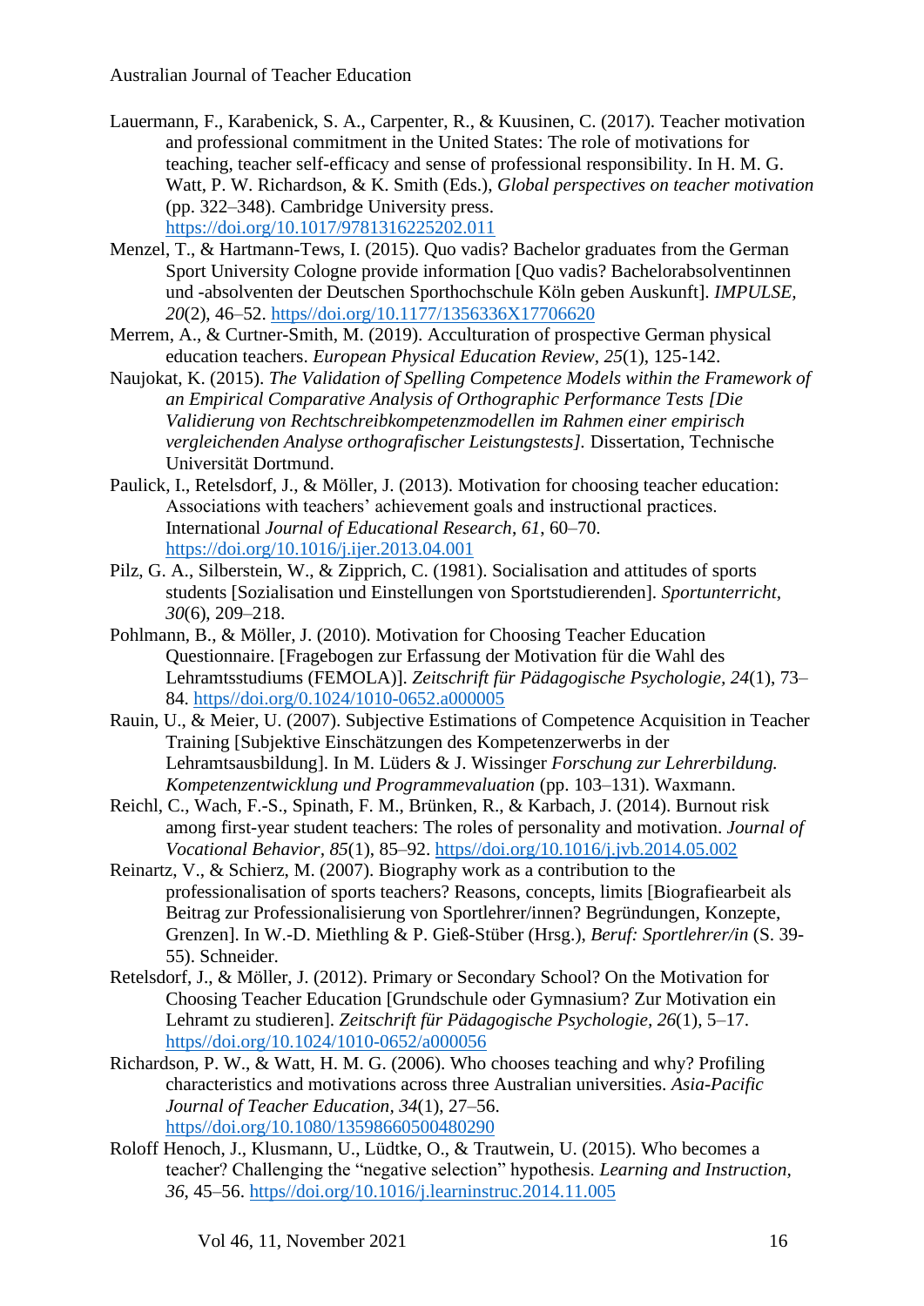Lauermann, F., Karabenick, S. A., Carpenter, R., & Kuusinen, C. (2017). Teacher motivation and professional commitment in the United States: The role of motivations for teaching, teacher self-efficacy and sense of professional responsibility. In H. M. G. Watt, P. W. Richardson, & K. Smith (Eds.), *Global perspectives on teacher motivation* (pp. 322–348). Cambridge University press. https://doi.org/10.1017/9781316225202.011

Menzel, T., & Hartmann-Tews, I. (2015). Quo vadis? Bachelor graduates from the German Sport University Cologne provide information [Quo vadis? Bachelorabsolventinnen und -absolventen der Deutschen Sporthochschule Köln geben Auskunft]. *IMPULSE, 20*(2), 46–52. https//doi.org/10.1177/1356336X17706620

Merrem, A., & Curtner-Smith, M. (2019). Acculturation of prospective German physical education teachers. *European Physical Education Review, 25*(1), 125-142.

Naujokat, K. (2015). *The Validation of Spelling Competence Models within the Framework of an Empirical Comparative Analysis of Orthographic Performance Tests [Die Validierung von Rechtschreibkompetenzmodellen im Rahmen einer empirisch vergleichenden Analyse orthografischer Leistungstests].* Dissertation, Technische Universität Dortmund.

Paulick, I., Retelsdorf, J., & Möller, J. (2013). Motivation for choosing teacher education: Associations with teachers' achievement goals and instructional practices. International *Journal of Educational Research, 61*, 60–70. https://doi.org/10.1016/j.ijer.2013.04.001

Pilz, G. A., Silberstein, W., & Zipprich, C. (1981). Socialisation and attitudes of sports students [Sozialisation und Einstellungen von Sportstudierenden]. *Sportunterricht, 30*(6), 209–218.

Pohlmann, B., & Möller, J. (2010). Motivation for Choosing Teacher Education Questionnaire. [Fragebogen zur Erfassung der Motivation für die Wahl des Lehramtsstudiums (FEMOLA)]. *Zeitschrift für Pädagogische Psychologie, 24*(1), 73–84. https//doi.org/0.1024/1010-0652.a000005

Rauin, U., & Meier, U. (2007). Subjective Estimations of Competence Acquisition in Teacher Training [Subjektive Einschätzungen des Kompetenzerwerbs in der Lehramtsausbildung]. In M. Lüders & J. Wissinger *Forschung zur Lehrerbildung. Kompetenzentwicklung und Programmevaluation* (pp. 103–131). Waxmann.

Reichl, C., Wach, F.-S., Spinath, F. M., Brünken, R., & Karbach, J. (2014). Burnout risk among first-year student teachers: The roles of personality and motivation. *Journal of Vocational Behavior, 85*(1), 85–92. https//doi.org/10.1016/j.jvb.2014.05.002

Reinartz, V., & Schierz, M. (2007). Biography work as a contribution to the professionalisation of sports teachers? Reasons, concepts, limits [Biografiearbeit als Beitrag zur Professionalisierung von Sportlehrer/innen? Begründungen, Konzepte, Grenzen]. In W.-D. Miethling & P. Gieß-Stüber (Hrsg.), *Beruf: Sportlehrer/in* (S. 39-55). Schneider.

Retelsdorf, J., & Möller, J. (2012). Primary or Secondary School? On the Motivation for Choosing Teacher Education [Grundschule oder Gymnasium? Zur Motivation ein Lehramt zu studieren]. *Zeitschrift für Pädagogische Psychologie, 26*(1), 5–17. https//doi.org/10.1024/1010-0652/a000056

Richardson, P. W., & Watt, H. M. G. (2006). Who chooses teaching and why? Profiling characteristics and motivations across three Australian universities. *Asia-Pacific Journal of Teacher Education, 34*(1), 27–56. https//doi.org/10.1080/13598660500480290

Roloff Henoch, J., Klusmann, U., Lüdtke, O., & Trautwein, U. (2015). Who becomes a teacher? Challenging the "negative selection" hypothesis. *Learning and Instruction, 36*, 45–56. https//doi.org/10.1016/j.learninstruc.2014.11.005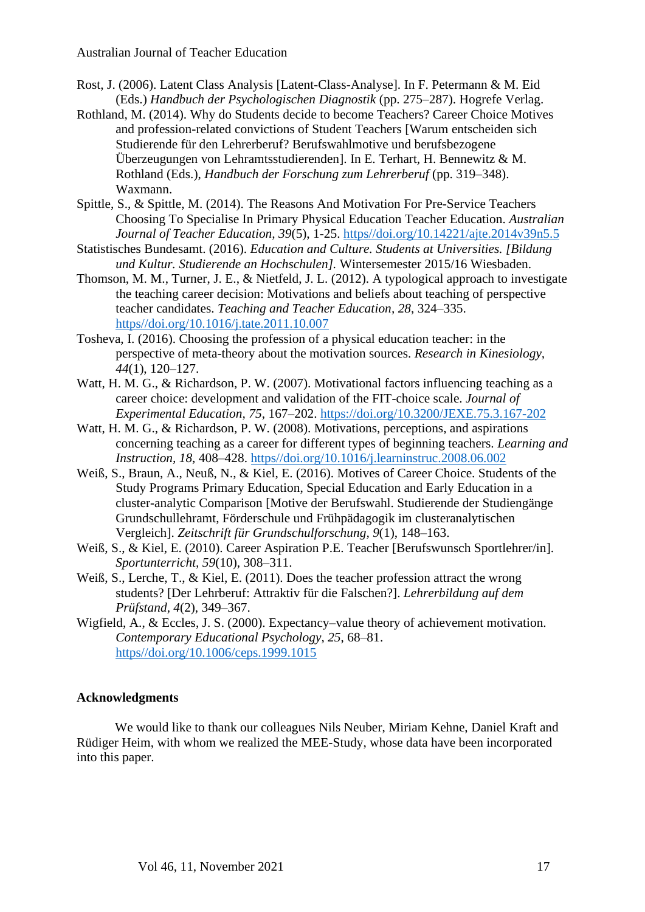Rost, J. (2006). Latent Class Analysis [Latent-Class-Analyse]. In F. Petermann & M. Eid (Eds.) *Handbuch der Psychologischen Diagnostik* (pp. 275–287). Hogrefe Verlag.

Rothland, M. (2014). Why do Students decide to become Teachers? Career Choice Motives and profession-related convictions of Student Teachers [Warum entscheiden sich Studierende für den Lehrerberuf? Berufswahlmotive und berufsbezogene Überzeugungen von Lehramtsstudierenden]. In E. Terhart, H. Bennewitz & M. Rothland (Eds.), *Handbuch der Forschung zum Lehrerberuf* (pp. 319–348). Waxmann.

Spittle, S., & Spittle, M. (2014). The Reasons And Motivation For Pre-Service Teachers Choosing To Specialise In Primary Physical Education Teacher Education. *Australian Journal of Teacher Education, 39*(5), 1-25. https//doi.org/10.14221/ajte.2014v39n5.5

Statistisches Bundesamt. (2016). *Education and Culture. Students at Universities. [Bildung und Kultur. Studierende an Hochschulen].* Wintersemester 2015/16 Wiesbaden.

Thomson, M. M., Turner, J. E., & Nietfeld, J. L. (2012). A typological approach to investigate the teaching career decision: Motivations and beliefs about teaching of perspective teacher candidates. *Teaching and Teacher Education, 28*, 324–335. https//doi.org/10.1016/j.tate.2011.10.007

Tosheva, I. (2016). Choosing the profession of a physical education teacher: in the perspective of meta-theory about the motivation sources. *Research in Kinesiology, 44*(1), 120–127.

Watt, H. M. G., & Richardson, P. W. (2007). Motivational factors influencing teaching as a career choice: development and validation of the FIT-choice scale. *Journal of Experimental Education, 75*, 167–202. https://doi.org/10.3200/JEXE.75.3.167-202

Watt, H. M. G., & Richardson, P. W. (2008). Motivations, perceptions, and aspirations concerning teaching as a career for different types of beginning teachers. *Learning and Instruction, 18*, 408–428. https//doi.org/10.1016/j.learninstruc.2008.06.002

Weiß, S., Braun, A., Neuß, N., & Kiel, E. (2016). Motives of Career Choice. Students of the Study Programs Primary Education, Special Education and Early Education in a cluster-analytic Comparison [Motive der Berufswahl. Studierende der Studiengänge Grundschullehramt, Förderschule und Frühpädagogik im clusteranalytischen Vergleich]. *Zeitschrift für Grundschulforschung, 9*(1), 148–163.

Weiß, S., & Kiel, E. (2010). Career Aspiration P.E. Teacher [Berufswunsch Sportlehrer/in]. *Sportunterricht, 59*(10), 308–311.

Weiß, S., Lerche, T., & Kiel, E. (2011). Does the teacher profession attract the wrong students? [Der Lehrberuf: Attraktiv für die Falschen?]. *Lehrerbildung auf dem Prüfstand, 4*(2), 349–367.

Wigfield, A., & Eccles, J. S. (2000). Expectancy–value theory of achievement motivation. *Contemporary Educational Psychology, 25*, 68–81. https//doi.org/10.1006/ceps.1999.1015

**Acknowledgments**

We would like to thank our colleagues Nils Neuber, Miriam Kehne, Daniel Kraft and Rüdiger Heim, with whom we realized the MEE-Study, whose data have been incorporated into this paper.